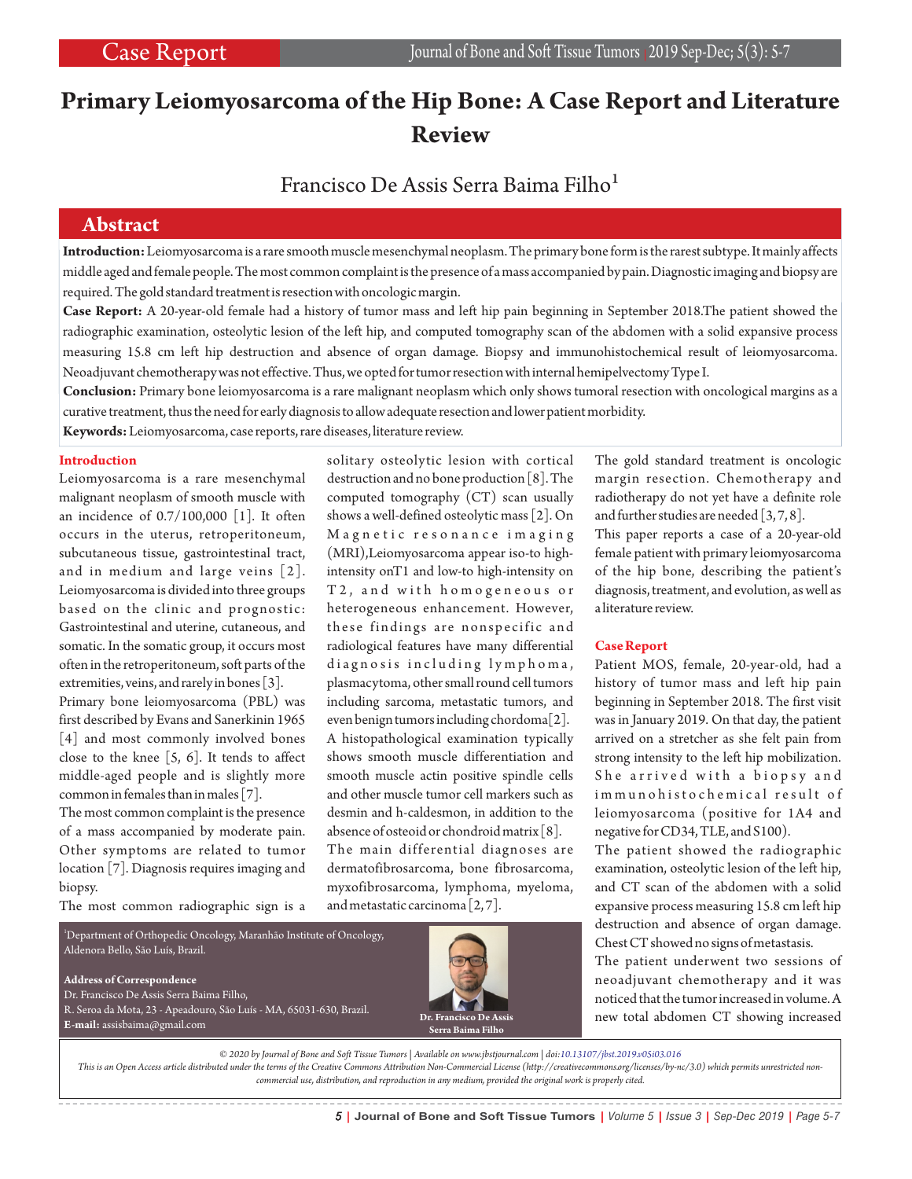# Primary Leiomyosarcoma of the Hip Bone: A Case Report and Literature Review

Francisco De Assis Serra Baima Filho[1]

## Abstract

**Introduction:** Leiomyosarcoma is a rare smooth muscle mesenchymal neoplasm. The primary bone form is the rarest subtype. It mainly affects middle aged and female people. The most common complaint is the presence of a mass accompanied by pain. Diagnostic imaging and biopsy are required. The gold standard treatment is resection with oncologic margin.

**Case Report:** A 20-year-old female had a history of tumor mass and left hip pain beginning in September 2018.The patient showed the radiographic examination, osteolytic lesion of the left hip, and computed tomography scan of the abdomen with a solid expansive process measuring 15.8 cm left hip destruction and absence of organ damage. Biopsy and immunohistochemical result of leiomyosarcoma. Neoadjuvant chemotherapy was not effective. Thus, we opted for tumor resection with internal hemipelvectomy Type I.

**Conclusion:** Primary bone leiomyosarcoma is a rare malignant neoplasm which only shows tumoral resection with oncological margins as a curative treatment, thus the need for early diagnosis to allow adequate resection and lower patient morbidity.

**Keywords:** Leiomyosarcoma, case reports, rare diseases, literature review.

## Introduction

Leiomyosarcoma is a rare mesenchymal malignant neoplasm of smooth muscle with an incidence of 0.7/100,000 [1]. It often occurs in the uterus, retroperitoneum, subcutaneous tissue, gastrointestinal tract, and in medium and large veins [2]. Leiomyosarcoma is divided into three groups based on the clinic and prognostic: Gastrointestinal and uterine, cutaneous, and somatic. In the somatic group, it occurs most often in the retroperitoneum, soft parts of the extremities, veins, and rarely in bones [3].

Primary bone leiomyosarcoma (PBL) was first described by Evans and Sanerkinin 1965 [4] and most commonly involved bones close to the knee [5, 6]. It tends to affect middle-aged people and is slightly more common in females than in males [7].

The most common complaint is the presence of a mass accompanied by moderate pain. Other symptoms are related to tumor location [7]. Diagnosis requires imaging and biopsy.

The most common radiographic sign is a solitary osteolytic lesion with cortical destruction and no bone production [8]. The computed tomography (CT) scan usually shows a well-defined osteolytic mass [2]. On Magnetic resonance imaging (MRI),Leiomyosarcoma appear iso-to high-intensity onT1 and low-to high-intensity on T2, and with homogeneous or heterogeneous enhancement. However, these findings are nonspecific and radiological features have many differential diagnosis including lymphoma, plasmacytoma, other small round cell tumors including sarcoma, metastatic tumors, and even benign tumors including chordoma[2].

A histopathological examination typically shows smooth muscle differentiation and smooth muscle actin positive spindle cells and other muscle tumor cell markers such as desmin and h-caldesmon, in addition to the absence of osteoid or chondroid matrix [8].

The main differential diagnoses are dermatofibrosarcoma, bone fibrosarcoma, myxofibrosarcoma, lymphoma, myeloma, and metastatic carcinoma [2, 7].

The gold standard treatment is oncologic margin resection. Chemotherapy and radiotherapy do not yet have a definite role and further studies are needed [3, 7, 8].

This paper reports a case of a 20-year-old female patient with primary leiomyosarcoma of the hip bone, describing the patient's diagnosis, treatment, and evolution, as well as a literature review.

## Case Report

Patient MOS, female, 20-year-old, had a history of tumor mass and left hip pain beginning in September 2018. The first visit was in January 2019. On that day, the patient arrived on a stretcher as she felt pain from strong intensity to the left hip mobilization. She arrived with a biopsy and immunohistochemical result of leiomyosarcoma (positive for 1A4 and negative for CD34, TLE, and S100).

The patient showed the radiographic examination, osteolytic lesion of the left hip, and CT scan of the abdomen with a solid expansive process measuring 15.8 cm left hip destruction and absence of organ damage. Chest CT showed no signs of metastasis.

The patient underwent two sessions of neoadjuvant chemotherapy and it was noticed that the tumor increased in volume. A new total abdomen CT showing increased

[1]Department of Orthopedic Oncology, Maranhão Institute of Oncology, Aldenora Bello, São Luís, Brazil.

**Address of Correspondence**
Dr. Francisco De Assis Serra Baima Filho,
R. Seroa da Mota, 23 - Apeadouro, São Luís - MA, 65031-630, Brazil.
**E-mail:** assisbaima@gmail.com

Dr. Francisco De Assis Serra Baima Filho

*© 2020 by Journal of Bone and Soft Tissue Tumors | Available on www.jbstjournal.com | doi:10.13107/jbst.2019.v05i03.016*
*This is an Open Access article distributed under the terms of the Creative Commons Attribution Non-Commercial License (http://creativecommons.org/licenses/by-nc/3.0) which permits unrestricted non-commercial use, distribution, and reproduction in any medium, provided the original work is properly cited.*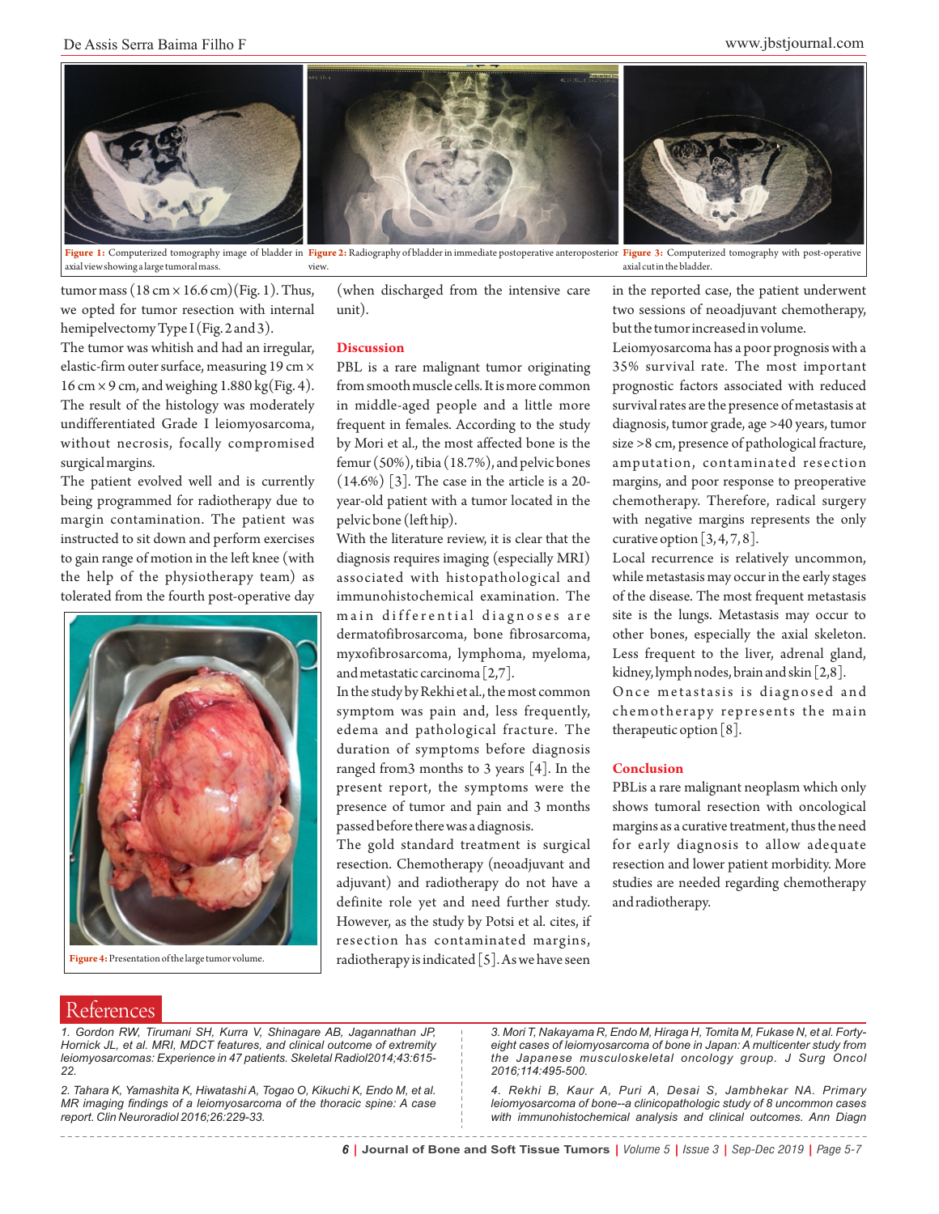Figure 1: Computerized tomography image of bladder in axial view showing a large tumoral mass.

Figure 2: Radiography of bladder in immediate postoperative anteroposterior view.

Figure 3: Computerized tomography with post-operative axial cut in the bladder.

tumor mass (18 cm × 16.6 cm) (Fig. 1). Thus, we opted for tumor resection with internal hemipelvectomy Type I (Fig. 2 and 3).

The tumor was whitish and had an irregular, elastic-firm outer surface, measuring 19 cm × 16 cm × 9 cm, and weighing 1.880 kg (Fig. 4). The result of the histology was moderately undifferentiated Grade I leiomyosarcoma, without necrosis, focally compromised surgical margins.

The patient evolved well and is currently being programmed for radiotherapy due to margin contamination. The patient was instructed to sit down and perform exercises to gain range of motion in the left knee (with the help of the physiotherapy team) as tolerated from the fourth post-operative day (when discharged from the intensive care unit).

Figure 4: Presentation of the large tumor volume.

## Discussion

PBL is a rare malignant tumor originating from smooth muscle cells. It is more common in middle-aged people and a little more frequent in females. According to the study by Mori et al., the most affected bone is the femur (50%), tibia (18.7%), and pelvic bones (14.6%) [3]. The case in the article is a 20-year-old patient with a tumor located in the pelvic bone (left hip).

With the literature review, it is clear that the diagnosis requires imaging (especially MRI) associated with histopathological and immunohistochemical examination. The main differential diagnoses are dermatofibrosarcoma, bone fibrosarcoma, myxofibrosarcoma, lymphoma, myeloma, and metastatic carcinoma [2,7].

In the study by Rekhi et al., the most common symptom was pain and, less frequently, edema and pathological fracture. The duration of symptoms before diagnosis ranged from3 months to 3 years [4]. In the present report, the symptoms were the presence of tumor and pain and 3 months passed before there was a diagnosis.

The gold standard treatment is surgical resection. Chemotherapy (neoadjuvant and adjuvant) and radiotherapy do not have a definite role yet and need further study. However, as the study by Potsi et al. cites, if resection has contaminated margins, radiotherapy is indicated [5]. As we have seen in the reported case, the patient underwent two sessions of neoadjuvant chemotherapy, but the tumor increased in volume.

Leiomyosarcoma has a poor prognosis with a 35% survival rate. The most important prognostic factors associated with reduced survival rates are the presence of metastasis at diagnosis, tumor grade, age >40 years, tumor size >8 cm, presence of pathological fracture, amputation, contaminated resection margins, and poor response to preoperative chemotherapy. Therefore, radical surgery with negative margins represents the only curative option [3,4,7,8].

Local recurrence is relatively uncommon, while metastasis may occur in the early stages of the disease. The most frequent metastasis site is the lungs. Metastasis may occur to other bones, especially the axial skeleton. Less frequent to the liver, adrenal gland, kidney, lymph nodes, brain and skin [2,8].

Once metastasis is diagnosed and chemotherapy represents the main therapeutic option [8].

## Conclusion

PBLis a rare malignant neoplasm which only shows tumoral resection with oncological margins as a curative treatment, thus the need for early diagnosis to allow adequate resection and lower patient morbidity. More studies are needed regarding chemotherapy and radiotherapy.

## References

*1. Gordon RW, Tirumani SH, Kurra V, Shinagare AB, Jagannathan JP, Hornick JL, et al. MRI, MDCT features, and clinical outcome of extremity leiomyosarcomas: Experience in 47 patients. Skeletal Radiol2014;43:615-22.*

*2. Tahara K, Yamashita K, Hiwatashi A, Togao O, Kikuchi K, Endo M, et al. MR imaging findings of a leiomyosarcoma of the thoracic spine: A case report. Clin Neuroradiol 2016;26:229-33.*

*3. Mori T, Nakayama R, Endo M, Hiraga H, Tomita M, Fukase N, et al. Forty-eight cases of leiomyosarcoma of bone in Japan: A multicenter study from the Japanese musculoskeletal oncology group. J Surg Oncol 2016;114:495-500.*

*4. Rekhi B, Kaur A, Puri A, Desai S, Jambhekar NA. Primary leiomyosarcoma of bone--a clinicopathologic study of 8 uncommon cases with immunohistochemical analysis and clinical outcomes. Ann Diagn*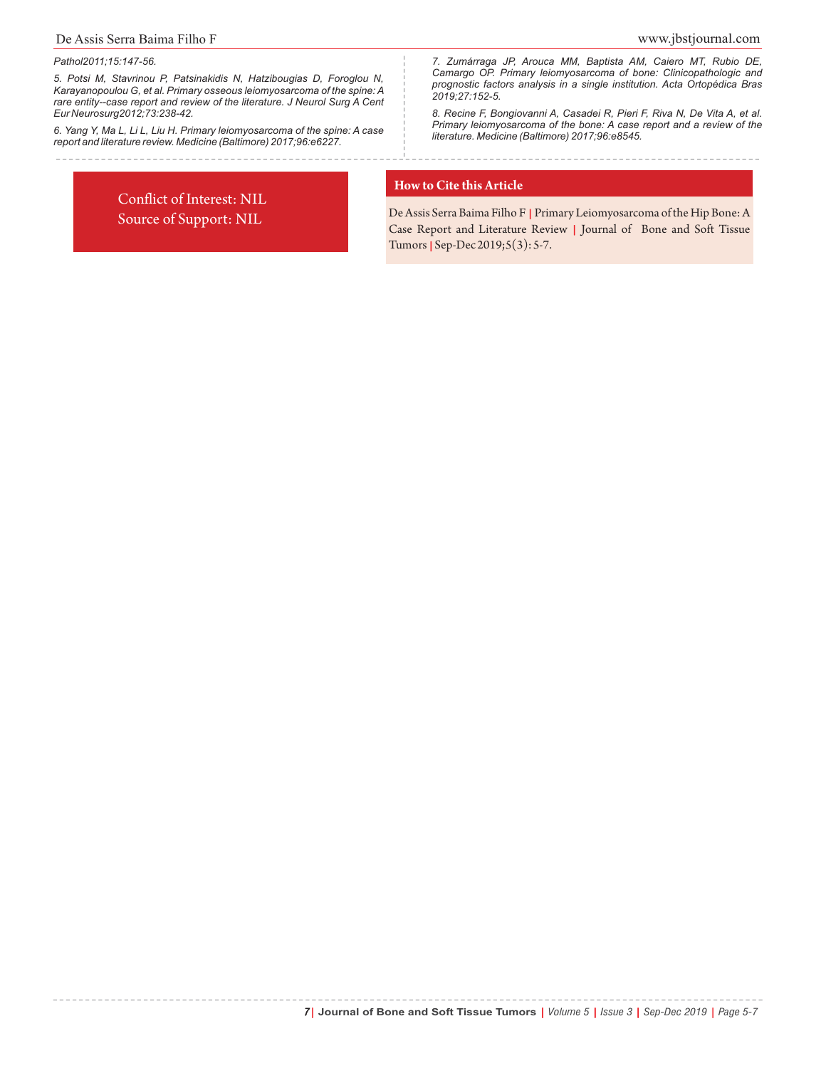*Pathol2011;15:147-56.*

*5. Potsi M, Stavrinou P, Patsinakidis N, Hatzibougias D, Foroglou N, Karayanopoulou G, et al. Primary osseous leiomyosarcoma of the spine: A rare entity--case report and review of the literature. J Neurol Surg A Cent Eur Neurosurg2012;73:238-42.*

*6. Yang Y, Ma L, Li L, Liu H. Primary leiomyosarcoma of the spine: A case report and literature review. Medicine (Baltimore) 2017;96:e6227.*

*7. Zumárraga JP, Arouca MM, Baptista AM, Caiero MT, Rubio DE, Camargo OP. Primary leiomyosarcoma of bone: Clinicopathologic and prognostic factors analysis in a single institution. Acta Ortopédica Bras 2019;27:152-5.*

*8. Recine F, Bongiovanni A, Casadei R, Pieri F, Riva N, De Vita A, et al. Primary leiomyosarcoma of the bone: A case report and a review of the literature. Medicine (Baltimore) 2017;96:e8545.*

Conflict of Interest: NIL
Source of Support: NIL

**How to Cite this Article**

De Assis Serra Baima Filho F | Primary Leiomyosarcoma of the Hip Bone: A Case Report and Literature Review | Journal of Bone and Soft Tissue Tumors | Sep-Dec 2019;5(3): 5-7.